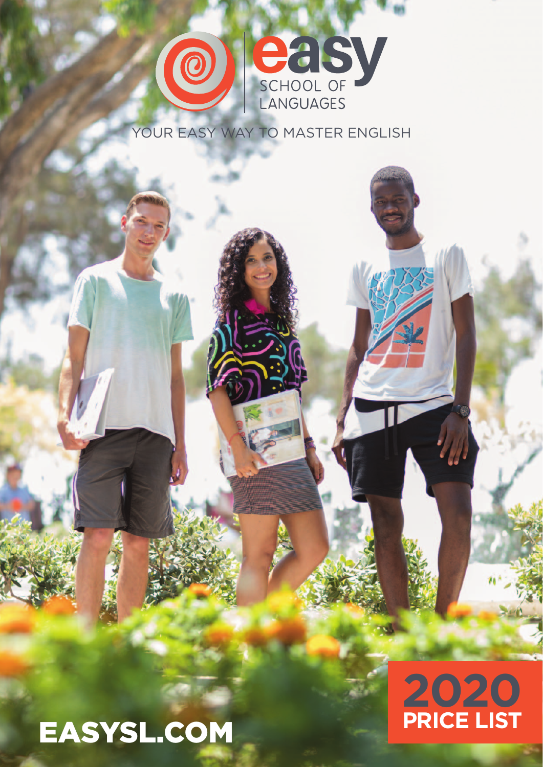# easy SCHOOL OF LANGUAGES

YOUR EASY WAY TO MASTER ENGLISH

# 2020 PRICE LIST

EASYSL.COM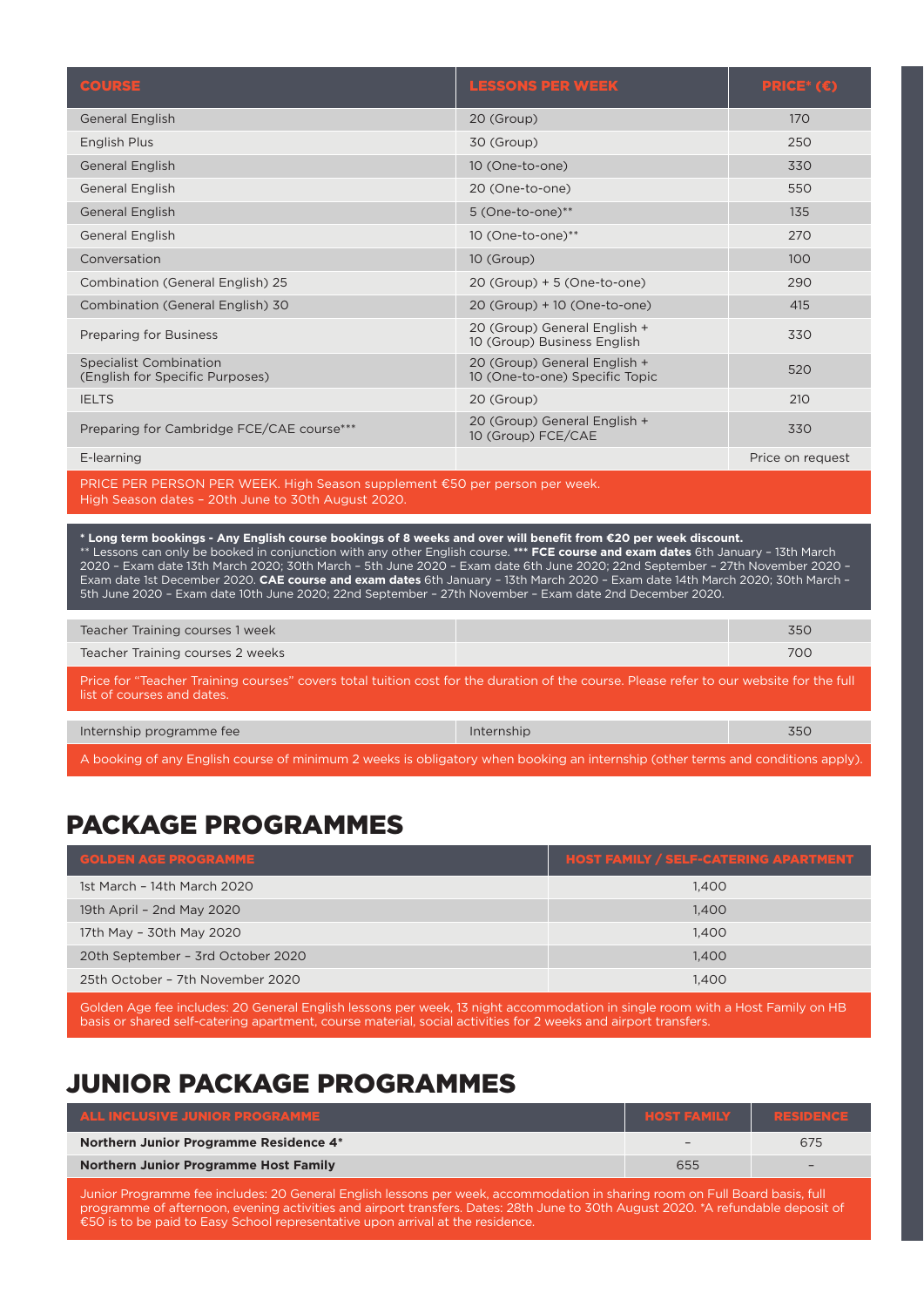| COURSE | LESSONS PER WEEK | PRICE* (€) |
|---|---|---|
| General English | 20 (Group) | 170 |
| English Plus | 30 (Group) | 250 |
| General English | 10 (One-to-one) | 330 |
| General English | 20 (One-to-one) | 550 |
| General English | 5 (One-to-one)** | 135 |
| General English | 10 (One-to-one)** | 270 |
| Conversation | 10 (Group) | 100 |
| Combination (General English) 25 | 20 (Group) + 5 (One-to-one) | 290 |
| Combination (General English) 30 | 20 (Group) + 10 (One-to-one) | 415 |
| Preparing for Business | 20 (Group) General English + 10 (Group) Business English | 330 |
| Specialist Combination (English for Specific Purposes) | 20 (Group) General English + 10 (One-to-one) Specific Topic | 520 |
| IELTS | 20 (Group) | 210 |
| Preparing for Cambridge FCE/CAE course*** | 20 (Group) General English + 10 (Group) FCE/CAE | 330 |
| E-learning | | Price on request |

PRICE PER PERSON PER WEEK. High Season supplement €50 per person per week.
High Season dates – 20th June to 30th August 2020.

**\* Long term bookings - Any English course bookings of 8 weeks and over will benefit from €20 per week discount.**
** Lessons can only be booked in conjunction with any other English course. *** **FCE course and exam dates** 6th January – 13th March 2020 – Exam date 13th March 2020; 30th March – 5th June 2020 – Exam date 6th June 2020; 22nd September – 27th November 2020 – Exam date 1st December 2020. **CAE course and exam dates** 6th January – 13th March 2020 – Exam date 14th March 2020; 30th March – 5th June 2020 – Exam date 10th June 2020; 22nd September – 27th November – Exam date 2nd December 2020.

| | | |
|---|---|---|
| Teacher Training courses 1 week | | 350 |
| Teacher Training courses 2 weeks | | 700 |

Price for "Teacher Training courses" covers total tuition cost for the duration of the course. Please refer to our website for the full list of courses and dates.

| | | |
|---|---|---|
| Internship programme fee | Internship | 350 |

A booking of any English course of minimum 2 weeks is obligatory when booking an internship (other terms and conditions apply).

## PACKAGE PROGRAMMES

| GOLDEN AGE PROGRAMME | HOST FAMILY / SELF-CATERING APARTMENT |
|---|---|
| 1st March – 14th March 2020 | 1,400 |
| 19th April – 2nd May 2020 | 1,400 |
| 17th May – 30th May 2020 | 1,400 |
| 20th September – 3rd October 2020 | 1,400 |
| 25th October – 7th November 2020 | 1,400 |

Golden Age fee includes: 20 General English lessons per week, 13 night accommodation in single room with a Host Family on HB basis or shared self-catering apartment, course material, social activities for 2 weeks and airport transfers.

## JUNIOR PACKAGE PROGRAMMES

| ALL INCLUSIVE JUNIOR PROGRAMME | HOST FAMILY | RESIDENCE |
|---|---|---|
| **Northern Junior Programme Residence 4*** | – | 675 |
| **Northern Junior Programme Host Family** | 655 | – |

Junior Programme fee includes: 20 General English lessons per week, accommodation in sharing room on Full Board basis, full programme of afternoon, evening activities and airport transfers. Dates: 28th June to 30th August 2020. *A refundable deposit of €50 is to be paid to Easy School representative upon arrival at the residence.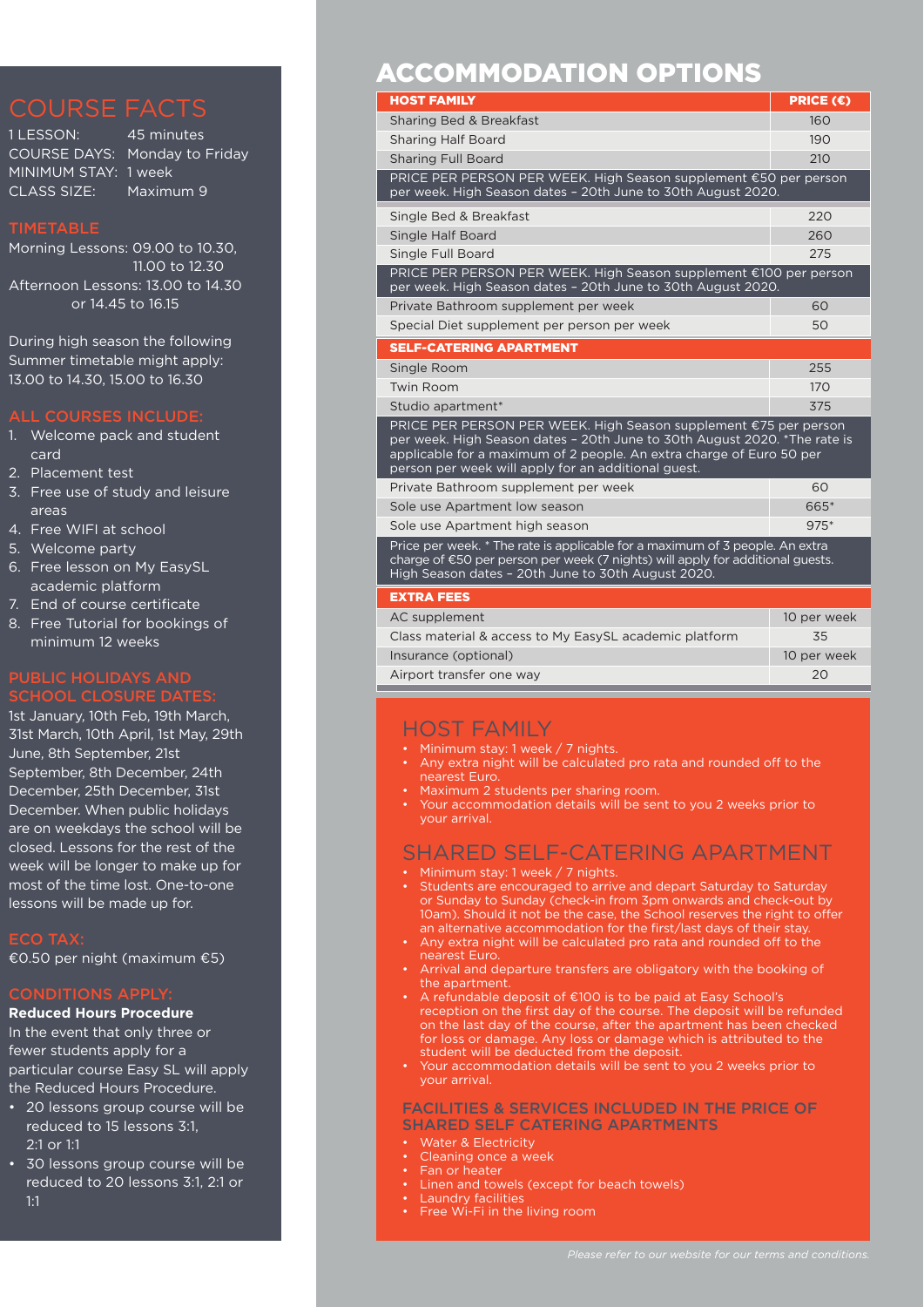## COURSE FACTS

1 LESSON: 45 minutes
COURSE DAYS: Monday to Friday
MINIMUM STAY: 1 week
CLASS SIZE: Maximum 9

### TIMETABLE

Morning Lessons: 09.00 to 10.30, 11.00 to 12.30
Afternoon Lessons: 13.00 to 14.30 or 14.45 to 16.15

During high season the following Summer timetable might apply: 13.00 to 14.30, 15.00 to 16.30

### ALL COURSES INCLUDE:

1. Welcome pack and student card
2. Placement test
3. Free use of study and leisure areas
4. Free WIFI at school
5. Welcome party
6. Free lesson on My EasySL academic platform
7. End of course certificate
8. Free Tutorial for bookings of minimum 12 weeks

### PUBLIC HOLIDAYS AND SCHOOL CLOSURE DATES:

1st January, 10th Feb, 19th March, 31st March, 10th April, 1st May, 29th June, 8th September, 21st September, 8th December, 24th December, 25th December, 31st December. When public holidays are on weekdays the school will be closed. Lessons for the rest of the week will be longer to make up for most of the time lost. One-to-one lessons will be made up for.

### ECO TAX:

€0.50 per night (maximum €5)

### CONDITIONS APPLY:

**Reduced Hours Procedure**

In the event that only three or fewer students apply for a particular course Easy SL will apply the Reduced Hours Procedure.

- 20 lessons group course will be reduced to 15 lessons 3:1, 2:1 or 1:1
- 30 lessons group course will be reduced to 20 lessons 3:1, 2:1 or 1:1

# ACCOMMODATION OPTIONS

| HOST FAMILY | PRICE (€) |
|---|---|
| Sharing Bed & Breakfast | 160 |
| Sharing Half Board | 190 |
| Sharing Full Board | 210 |
| PRICE PER PERSON PER WEEK. High Season supplement €50 per person per week. High Season dates – 20th June to 30th August 2020. | |
| Single Bed & Breakfast | 220 |
| Single Half Board | 260 |
| Single Full Board | 275 |
| PRICE PER PERSON PER WEEK. High Season supplement €100 per person per week. High Season dates – 20th June to 30th August 2020. | |
| Private Bathroom supplement per week | 60 |
| Special Diet supplement per person per week | 50 |
| **SELF-CATERING APARTMENT** | |
| Single Room | 255 |
| Twin Room | 170 |
| Studio apartment* | 375 |
| PRICE PER PERSON PER WEEK. High Season supplement €75 per person per week. High Season dates – 20th June to 30th August 2020. *The rate is applicable for a maximum of 2 people. An extra charge of Euro 50 per person per week will apply for an additional guest. | |
| Private Bathroom supplement per week | 60 |
| Sole use Apartment low season | 665* |
| Sole use Apartment high season | 975* |
| Price per week. * The rate is applicable for a maximum of 3 people. An extra charge of €50 per person per week (7 nights) will apply for additional guests. High Season dates – 20th June to 30th August 2020. | |
| **EXTRA FEES** | |
| AC supplement | 10 per week |
| Class material & access to My EasySL academic platform | 35 |
| Insurance (optional) | 10 per week |
| Airport transfer one way | 20 |

## HOST FAMILY

- Minimum stay: 1 week / 7 nights.
- Any extra night will be calculated pro rata and rounded off to the nearest Euro.
- Maximum 2 students per sharing room.
- Your accommodation details will be sent to you 2 weeks prior to your arrival.

## SHARED SELF-CATERING APARTMENT

- Minimum stay: 1 week / 7 nights.
- Students are encouraged to arrive and depart Saturday to Saturday or Sunday to Sunday (check-in from 3pm onwards and check-out by 10am). Should it not be the case, the School reserves the right to offer an alternative accommodation for the first/last days of their stay.
- Any extra night will be calculated pro rata and rounded off to the nearest Euro.
- Arrival and departure transfers are obligatory with the booking of the apartment.
- A refundable deposit of €100 is to be paid at Easy School's reception on the first day of the course. The deposit will be refunded on the last day of the course, after the apartment has been checked for loss or damage. Any loss or damage which is attributed to the student will be deducted from the deposit.
- Your accommodation details will be sent to you 2 weeks prior to your arrival.

### FACILITIES & SERVICES INCLUDED IN THE PRICE OF SHARED SELF CATERING APARTMENTS

- Water & Electricity
- Cleaning once a week
- Fan or heater
- Linen and towels (except for beach towels)
- Laundry facilities
- Free Wi-Fi in the living room

*Please refer to our website for our terms and conditions.*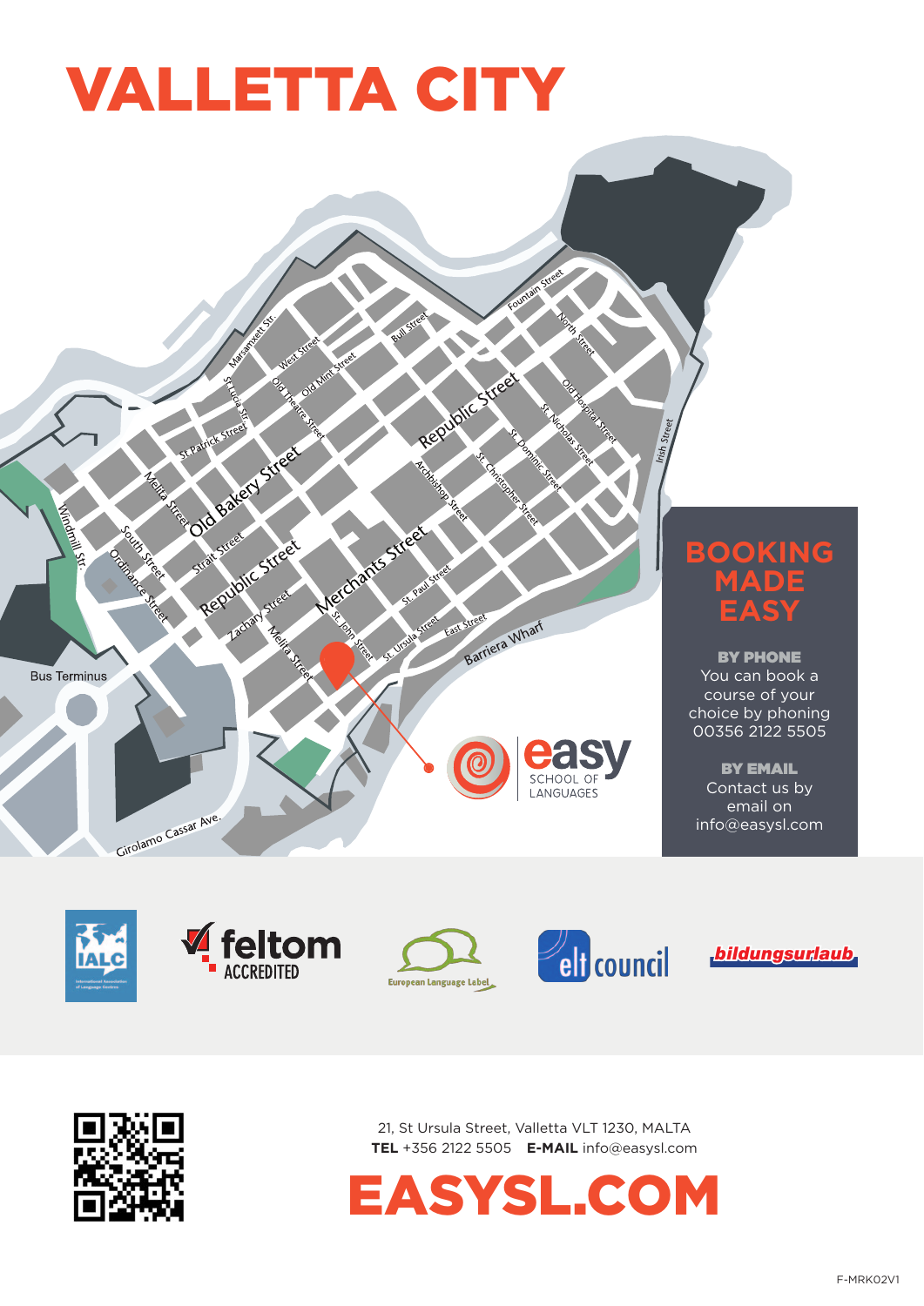# VALLETTA CITY

## BOOKING MADE EASY

**BY PHONE**
You can book a course of your choice by phoning 00356 2122 5505

**BY EMAIL**
Contact us by email on info@easysl.com

21, St Ursula Street, Valletta VLT 1230, MALTA
**TEL** +356 2122 5505 **E-MAIL** info@easysl.com

# EASYSL.COM

F-MRK02V1